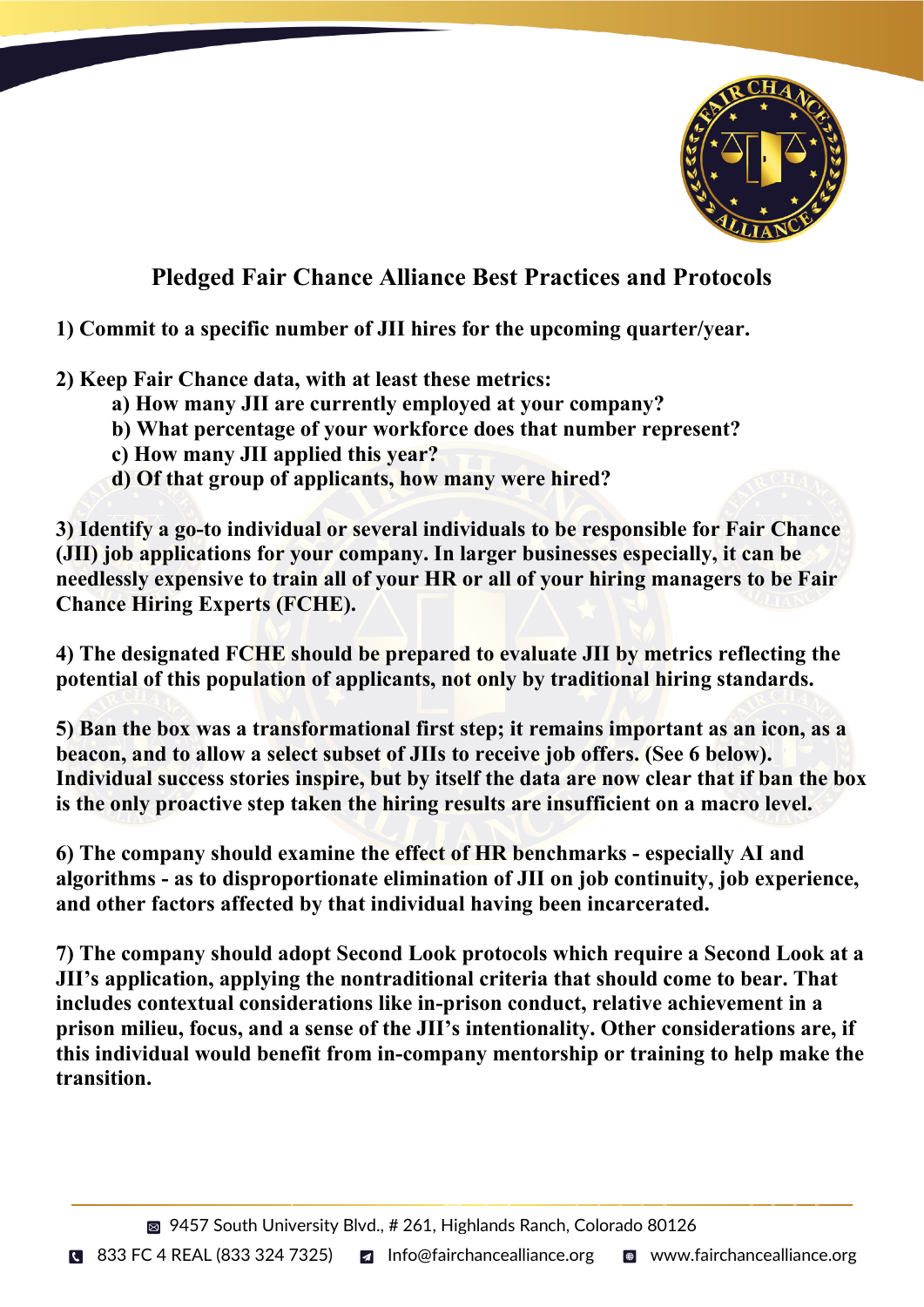## Pledged Fair Chance Alliance Best Practices and Protocols

**1) Commit to a specific number of JII hires for the upcoming quarter/year.**

**2) Keep Fair Chance data, with at least these metrics:**

- **a) How many JII are currently employed at your company?**
- **b) What percentage of your workforce does that number represent?**
- **c) How many JII applied this year?**
- **d) Of that group of applicants, how many were hired?**

**3) Identify a go-to individual or several individuals to be responsible for Fair Chance (JII) job applications for your company. In larger businesses especially, it can be needlessly expensive to train all of your HR or all of your hiring managers to be Fair Chance Hiring Experts (FCHE).**

**4) The designated FCHE should be prepared to evaluate JII by metrics reflecting the potential of this population of applicants, not only by traditional hiring standards.**

**5) Ban the box was a transformational first step; it remains important as an icon, as a beacon, and to allow a select subset of JIIs to receive job offers. (See 6 below). Individual success stories inspire, but by itself the data are now clear that if ban the box is the only proactive step taken the hiring results are insufficient on a macro level.**

**6) The company should examine the effect of HR benchmarks - especially AI and algorithms - as to disproportionate elimination of JII on job continuity, job experience, and other factors affected by that individual having been incarcerated.**

**7) The company should adopt Second Look protocols which require a Second Look at a JII's application, applying the nontraditional criteria that should come to bear. That includes contextual considerations like in-prison conduct, relative achievement in a prison milieu, focus, and a sense of the JII's intentionality. Other considerations are, if this individual would benefit from in-company mentorship or training to help make the transition.**

9457 South University Blvd., # 261, Highlands Ranch, Colorado 80126

833 FC 4 REAL (833 324 7325) Info@fairchancealliance.org www.fairchancealliance.org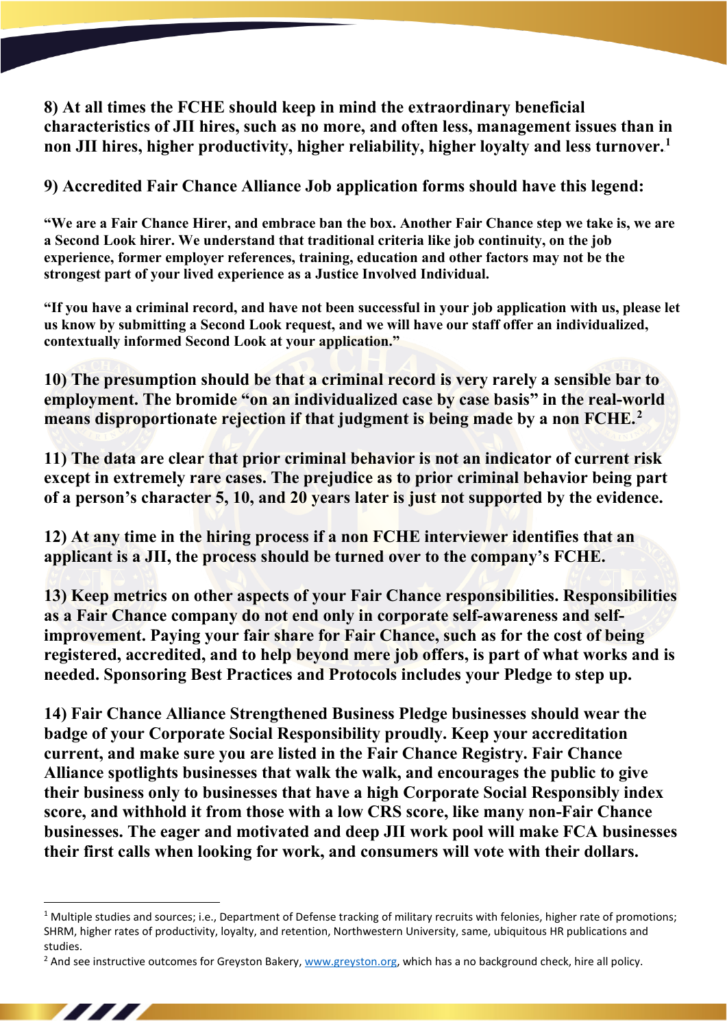**8) At all times the FCHE should keep in mind the extraordinary beneficial characteristics of JII hires, such as no more, and often less, management issues than in non JII hires, higher productivity, higher reliability, higher loyalty and less turnover.[1]**

**9) Accredited Fair Chance Alliance Job application forms should have this legend:**

**"We are a Fair Chance Hirer, and embrace ban the box. Another Fair Chance step we take is, we are a Second Look hirer. We understand that traditional criteria like job continuity, on the job experience, former employer references, training, education and other factors may not be the strongest part of your lived experience as a Justice Involved Individual.**

**"If you have a criminal record, and have not been successful in your job application with us, please let us know by submitting a Second Look request, and we will have our staff offer an individualized, contextually informed Second Look at your application."**

**10) The presumption should be that a criminal record is very rarely a sensible bar to employment. The bromide "on an individualized case by case basis" in the real-world means disproportionate rejection if that judgment is being made by a non FCHE.[2]**

**11) The data are clear that prior criminal behavior is not an indicator of current risk except in extremely rare cases. The prejudice as to prior criminal behavior being part of a person's character 5, 10, and 20 years later is just not supported by the evidence.**

**12) At any time in the hiring process if a non FCHE interviewer identifies that an applicant is a JII, the process should be turned over to the company's FCHE.**

**13) Keep metrics on other aspects of your Fair Chance responsibilities. Responsibilities as a Fair Chance company do not end only in corporate self-awareness and self-improvement. Paying your fair share for Fair Chance, such as for the cost of being registered, accredited, and to help beyond mere job offers, is part of what works and is needed. Sponsoring Best Practices and Protocols includes your Pledge to step up.**

**14) Fair Chance Alliance Strengthened Business Pledge businesses should wear the badge of your Corporate Social Responsibility proudly. Keep your accreditation current, and make sure you are listed in the Fair Chance Registry. Fair Chance Alliance spotlights businesses that walk the walk, and encourages the public to give their business only to businesses that have a high Corporate Social Responsibly index score, and withhold it from those with a low CRS score, like many non-Fair Chance businesses. The eager and motivated and deep JII work pool will make FCA businesses their first calls when looking for work, and consumers will vote with their dollars.**

---

[1] Multiple studies and sources; i.e., Department of Defense tracking of military recruits with felonies, higher rate of promotions; SHRM, higher rates of productivity, loyalty, and retention, Northwestern University, same, ubiquitous HR publications and studies.

[2] And see instructive outcomes for Greyston Bakery, www.greyston.org, which has a no background check, hire all policy.